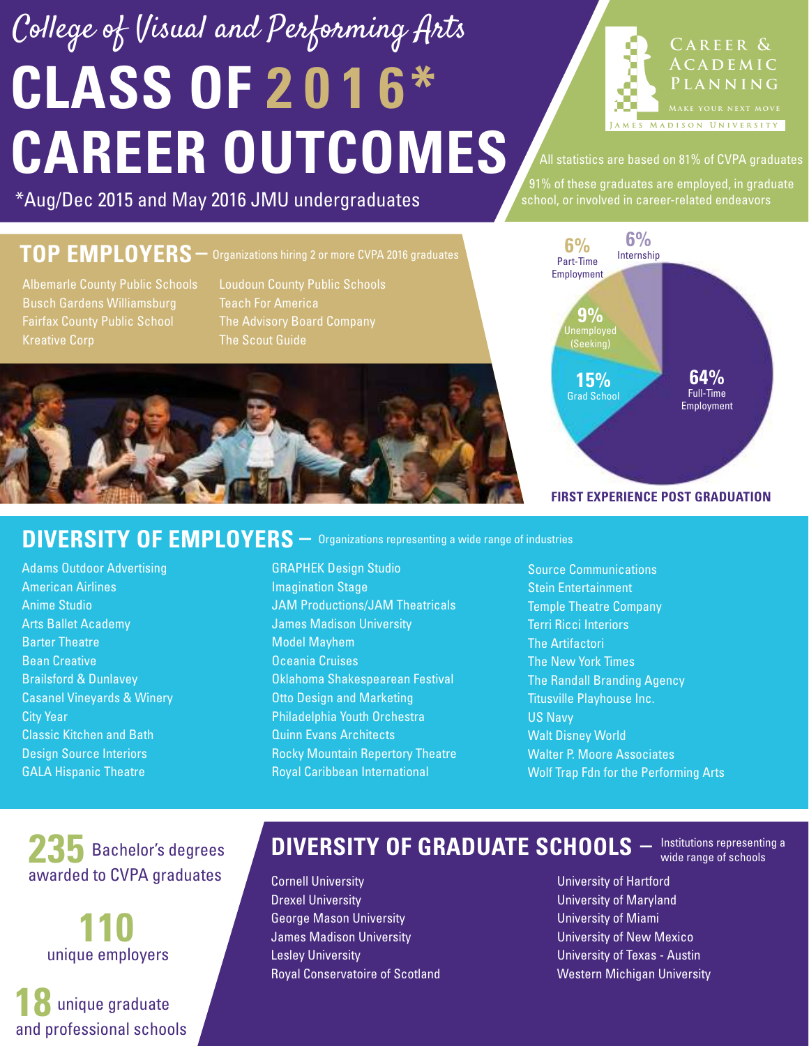# College of Visual and Performing Arts

# CLASS OF 2016* CAREER OUTCOMES

*Aug/Dec 2015 and May 2016 JMU undergraduates

Career & Academic Planning
Make your next move
James Madison University

All statistics are based on 81% of CVPA graduates

91% of these graduates are employed, in graduate school, or involved in career-related endeavors

## TOP EMPLOYERS – Organizations hiring 2 or more CVPA 2016 graduates

- Albemarle County Public Schools
- Busch Gardens Williamsburg
- Fairfax County Public School
- Kreative Corp
- Loudoun County Public Schools
- Teach For America
- The Advisory Board Company
- The Scout Guide

## FIRST EXPERIENCE POST GRADUATION

| Outcome | Percentage |
|---|---|
| Full-Time Employment | 64% |
| Grad School | 15% |
| Unemployed (Seeking) | 9% |
| Part-Time Employment | 6% |
| Internship | 6% |

## DIVERSITY OF EMPLOYERS – Organizations representing a wide range of industries

- Adams Outdoor Advertising
- American Airlines
- Anime Studio
- Arts Ballet Academy
- Barter Theatre
- Bean Creative
- Brailsford & Dunlavey
- Casanel Vineyards & Winery
- City Year
- Classic Kitchen and Bath
- Design Source Interiors
- GALA Hispanic Theatre
- GRAPHEK Design Studio
- Imagination Stage
- JAM Productions/JAM Theatricals
- James Madison University
- Model Mayhem
- Oceania Cruises
- Oklahoma Shakespearean Festival
- Otto Design and Marketing
- Philadelphia Youth Orchestra
- Quinn Evans Architects
- Rocky Mountain Repertory Theatre
- Royal Caribbean International
- Source Communications
- Stein Entertainment
- Temple Theatre Company
- Terri Ricci Interiors
- The Artifactori
- The New York Times
- The Randall Branding Agency
- Titusville Playhouse Inc.
- US Navy
- Walt Disney World
- Walter P. Moore Associates
- Wolf Trap Fdn for the Performing Arts

**235** Bachelor's degrees awarded to CVPA graduates

**110** unique employers

**18** unique graduate and professional schools

## DIVERSITY OF GRADUATE SCHOOLS – Institutions representing a wide range of schools

- Cornell University
- Drexel University
- George Mason University
- James Madison University
- Lesley University
- Royal Conservatoire of Scotland
- University of Hartford
- University of Maryland
- University of Miami
- University of New Mexico
- University of Texas - Austin
- Western Michigan University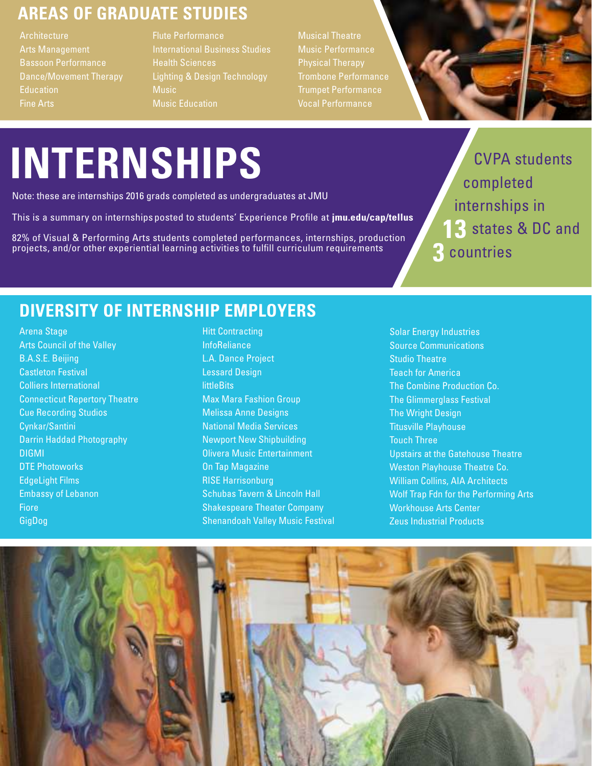## AREAS OF GRADUATE STUDIES

- Architecture
- Arts Management
- Bassoon Performance
- Dance/Movement Therapy
- Education
- Fine Arts
- Flute Performance
- International Business Studies
- Health Sciences
- Lighting & Design Technology
- Music
- Music Education
- Musical Theatre
- Music Performance
- Physical Therapy
- Trombone Performance
- Trumpet Performance
- Vocal Performance

# INTERNSHIPS

Note: these are internships 2016 grads completed as undergraduates at JMU

This is a summary on internships posted to students' Experience Profile at **jmu.edu/cap/tellus**

82% of Visual & Performing Arts students completed performances, internships, production projects, and/or other experiential learning activities to fulfill curriculum requirements

CVPA students completed internships in **13** states & DC and **3** countries

## DIVERSITY OF INTERNSHIP EMPLOYERS

- Arena Stage
- Arts Council of the Valley
- B.A.S.E. Beijing
- Castleton Festival
- Colliers International
- Connecticut Repertory Theatre
- Cue Recording Studios
- Cynkar/Santini
- Darrin Haddad Photography
- DIGMI
- DTE Photoworks
- EdgeLight Films
- Embassy of Lebanon
- Fiore
- GigDog
- Hitt Contracting
- InfoReliance
- L.A. Dance Project
- Lessard Design
- littleBits
- Max Mara Fashion Group
- Melissa Anne Designs
- National Media Services
- Newport New Shipbuilding
- Olivera Music Entertainment
- On Tap Magazine
- RISE Harrisonburg
- Schubas Tavern & Lincoln Hall
- Shakespeare Theater Company
- Shenandoah Valley Music Festival
- Solar Energy Industries
- Source Communications
- Studio Theatre
- Teach for America
- The Combine Production Co.
- The Glimmerglass Festival
- The Wright Design
- Titusville Playhouse
- Touch Three
- Upstairs at the Gatehouse Theatre
- Weston Playhouse Theatre Co.
- William Collins, AIA Architects
- Wolf Trap Fdn for the Performing Arts
- Workhouse Arts Center
- Zeus Industrial Products